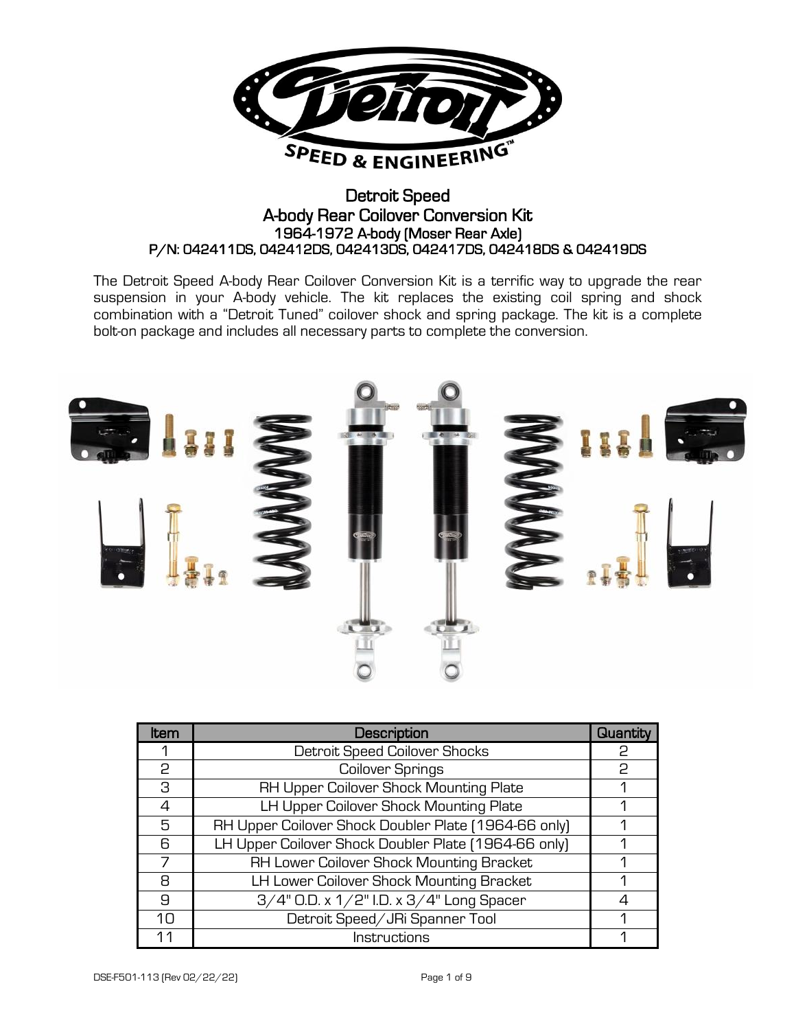# Detroit Speed
## A-body Rear Coilover Conversion Kit
### 1964-1972 A-body (Moser Rear Axle)
### P/N: 042411DS, 042412DS, 042413DS, 042417DS, 042418DS & 042419DS

The Detroit Speed A-body Rear Coilover Conversion Kit is a terrific way to upgrade the rear suspension in your A-body vehicle. The kit replaces the existing coil spring and shock combination with a "Detroit Tuned" coilover shock and spring package. The kit is a complete bolt-on package and includes all necessary parts to complete the conversion.

| Item | Description | Quantity |
|---|---|---|
| 1 | Detroit Speed Coilover Shocks | 2 |
| 2 | Coilover Springs | 2 |
| 3 | RH Upper Coilover Shock Mounting Plate | 1 |
| 4 | LH Upper Coilover Shock Mounting Plate | 1 |
| 5 | RH Upper Coilover Shock Doubler Plate (1964-66 only) | 1 |
| 6 | LH Upper Coilover Shock Doubler Plate (1964-66 only) | 1 |
| 7 | RH Lower Coilover Shock Mounting Bracket | 1 |
| 8 | LH Lower Coilover Shock Mounting Bracket | 1 |
| 9 | 3/4" O.D. x 1/2" I.D. x 3/4" Long Spacer | 4 |
| 10 | Detroit Speed/JRi Spanner Tool | 1 |
| 11 | Instructions | 1 |

DSE-F501-113 (Rev 02/22/22)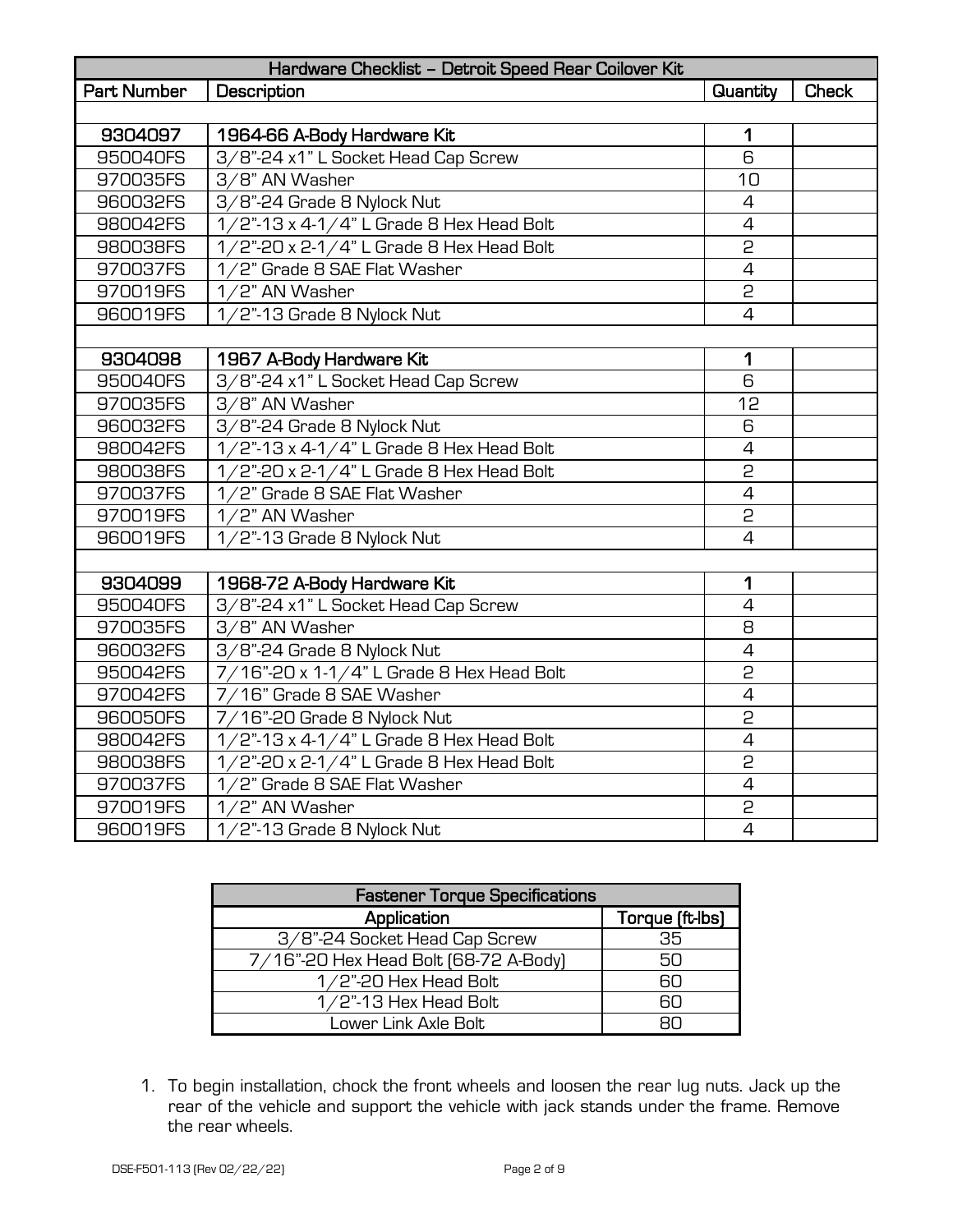| Hardware Checklist – Detroit Speed Rear Coilover Kit | | | |
|---|---|---|---|
| **Part Number** | **Description** | **Quantity** | **Check** |
| | | | |
| **9304097** | **1964-66 A-Body Hardware Kit** | **1** | |
| 950040FS | 3/8"-24 x1" L Socket Head Cap Screw | 6 | |
| 970035FS | 3/8" AN Washer | 10 | |
| 960032FS | 3/8"-24 Grade 8 Nylock Nut | 4 | |
| 980042FS | 1/2"-13 x 4-1/4" L Grade 8 Hex Head Bolt | 4 | |
| 980038FS | 1/2"-20 x 2-1/4" L Grade 8 Hex Head Bolt | 2 | |
| 970037FS | 1/2" Grade 8 SAE Flat Washer | 4 | |
| 970019FS | 1/2" AN Washer | 2 | |
| 960019FS | 1/2"-13 Grade 8 Nylock Nut | 4 | |
| | | | |
| **9304098** | **1967 A-Body Hardware Kit** | **1** | |
| 950040FS | 3/8"-24 x1" L Socket Head Cap Screw | 6 | |
| 970035FS | 3/8" AN Washer | 12 | |
| 960032FS | 3/8"-24 Grade 8 Nylock Nut | 6 | |
| 980042FS | 1/2"-13 x 4-1/4" L Grade 8 Hex Head Bolt | 4 | |
| 980038FS | 1/2"-20 x 2-1/4" L Grade 8 Hex Head Bolt | 2 | |
| 970037FS | 1/2" Grade 8 SAE Flat Washer | 4 | |
| 970019FS | 1/2" AN Washer | 2 | |
| 960019FS | 1/2"-13 Grade 8 Nylock Nut | 4 | |
| | | | |
| **9304099** | **1968-72 A-Body Hardware Kit** | **1** | |
| 950040FS | 3/8"-24 x1" L Socket Head Cap Screw | 4 | |
| 970035FS | 3/8" AN Washer | 8 | |
| 960032FS | 3/8"-24 Grade 8 Nylock Nut | 4 | |
| 950042FS | 7/16"-20 x 1-1/4" L Grade 8 Hex Head Bolt | 2 | |
| 970042FS | 7/16" Grade 8 SAE Washer | 4 | |
| 960050FS | 7/16"-20 Grade 8 Nylock Nut | 2 | |
| 980042FS | 1/2"-13 x 4-1/4" L Grade 8 Hex Head Bolt | 4 | |
| 980038FS | 1/2"-20 x 2-1/4" L Grade 8 Hex Head Bolt | 2 | |
| 970037FS | 1/2" Grade 8 SAE Flat Washer | 4 | |
| 970019FS | 1/2" AN Washer | 2 | |
| 960019FS | 1/2"-13 Grade 8 Nylock Nut | 4 | |

| Fastener Torque Specifications | |
|---|---|
| **Application** | **Torque (ft-lbs)** |
| 3/8"-24 Socket Head Cap Screw | 35 |
| 7/16"-20 Hex Head Bolt (68-72 A-Body) | 50 |
| 1/2"-20 Hex Head Bolt | 60 |
| 1/2"-13 Hex Head Bolt | 60 |
| Lower Link Axle Bolt | 80 |

1. To begin installation, chock the front wheels and loosen the rear lug nuts. Jack up the rear of the vehicle and support the vehicle with jack stands under the frame. Remove the rear wheels.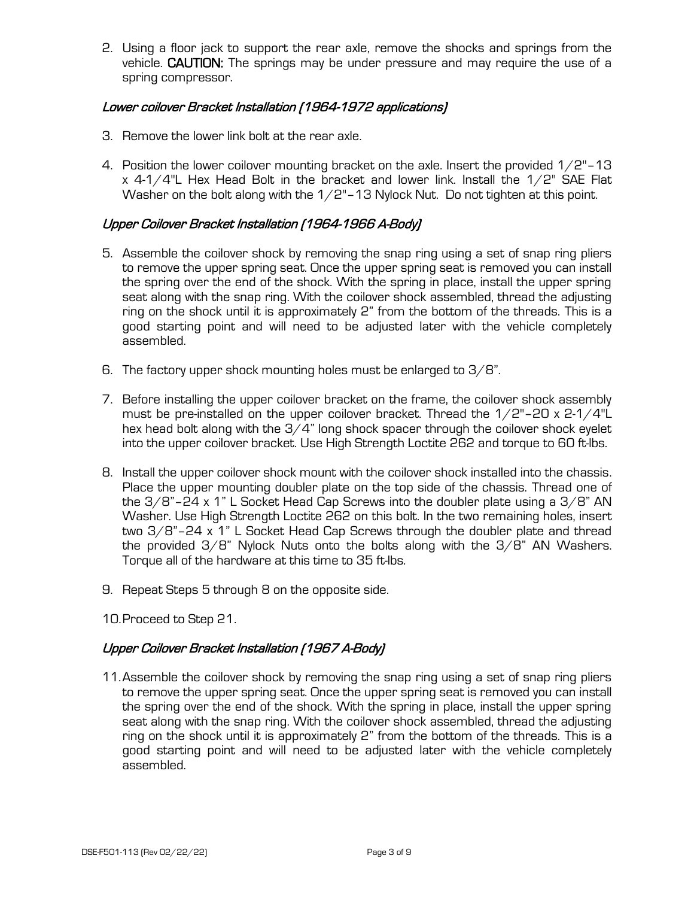2. Using a floor jack to support the rear axle, remove the shocks and springs from the vehicle. **CAUTION:** The springs may be under pressure and may require the use of a spring compressor.

### *Lower coilover Bracket Installation (1964-1972 applications)*

3. Remove the lower link bolt at the rear axle.

4. Position the lower coilover mounting bracket on the axle. Insert the provided 1/2"-13 x 4-1/4"L Hex Head Bolt in the bracket and lower link. Install the 1/2" SAE Flat Washer on the bolt along with the 1/2"-13 Nylock Nut. Do not tighten at this point.

### *Upper Coilover Bracket Installation (1964-1966 A-Body)*

5. Assemble the coilover shock by removing the snap ring using a set of snap ring pliers to remove the upper spring seat. Once the upper spring seat is removed you can install the spring over the end of the shock. With the spring in place, install the upper spring seat along with the snap ring. With the coilover shock assembled, thread the adjusting ring on the shock until it is approximately 2" from the bottom of the threads. This is a good starting point and will need to be adjusted later with the vehicle completely assembled.

6. The factory upper shock mounting holes must be enlarged to 3/8".

7. Before installing the upper coilover bracket on the frame, the coilover shock assembly must be pre-installed on the upper coilover bracket. Thread the 1/2"-20 x 2-1/4"L hex head bolt along with the 3/4" long shock spacer through the coilover shock eyelet into the upper coilover bracket. Use High Strength Loctite 262 and torque to 60 ft-lbs.

8. Install the upper coilover shock mount with the coilover shock installed into the chassis. Place the upper mounting doubler plate on the top side of the chassis. Thread one of the 3/8"-24 x 1" L Socket Head Cap Screws into the doubler plate using a 3/8" AN Washer. Use High Strength Loctite 262 on this bolt. In the two remaining holes, insert two 3/8"-24 x 1" L Socket Head Cap Screws through the doubler plate and thread the provided 3/8" Nylock Nuts onto the bolts along with the 3/8" AN Washers. Torque all of the hardware at this time to 35 ft-lbs.

9. Repeat Steps 5 through 8 on the opposite side.

10. Proceed to Step 21.

### *Upper Coilover Bracket Installation (1967 A-Body)*

11. Assemble the coilover shock by removing the snap ring using a set of snap ring pliers to remove the upper spring seat. Once the upper spring seat is removed you can install the spring over the end of the shock. With the spring in place, install the upper spring seat along with the snap ring. With the coilover shock assembled, thread the adjusting ring on the shock until it is approximately 2" from the bottom of the threads. This is a good starting point and will need to be adjusted later with the vehicle completely assembled.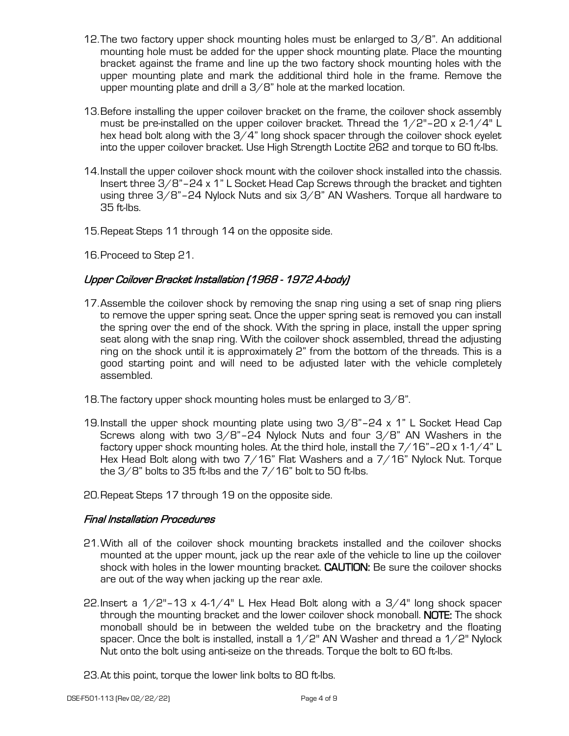12. The two factory upper shock mounting holes must be enlarged to 3/8". An additional mounting hole must be added for the upper shock mounting plate. Place the mounting bracket against the frame and line up the two factory shock mounting holes with the upper mounting plate and mark the additional third hole in the frame. Remove the upper mounting plate and drill a 3/8" hole at the marked location.

13. Before installing the upper coilover bracket on the frame, the coilover shock assembly must be pre-installed on the upper coilover bracket. Thread the 1/2"-20 x 2-1/4" L hex head bolt along with the 3/4" long shock spacer through the coilover shock eyelet into the upper coilover bracket. Use High Strength Loctite 262 and torque to 60 ft-lbs.

14. Install the upper coilover shock mount with the coilover shock installed into the chassis. Insert three 3/8"-24 x 1" L Socket Head Cap Screws through the bracket and tighten using three 3/8"-24 Nylock Nuts and six 3/8" AN Washers. Torque all hardware to 35 ft-lbs.

15. Repeat Steps 11 through 14 on the opposite side.

16. Proceed to Step 21.

### *Upper Coilover Bracket Installation (1968 - 1972 A-body)*

17. Assemble the coilover shock by removing the snap ring using a set of snap ring pliers to remove the upper spring seat. Once the upper spring seat is removed you can install the spring over the end of the shock. With the spring in place, install the upper spring seat along with the snap ring. With the coilover shock assembled, thread the adjusting ring on the shock until it is approximately 2" from the bottom of the threads. This is a good starting point and will need to be adjusted later with the vehicle completely assembled.

18. The factory upper shock mounting holes must be enlarged to 3/8".

19. Install the upper shock mounting plate using two 3/8"-24 x 1" L Socket Head Cap Screws along with two 3/8"-24 Nylock Nuts and four 3/8" AN Washers in the factory upper shock mounting holes. At the third hole, install the 7/16"-20 x 1-1/4" L Hex Head Bolt along with two 7/16" Flat Washers and a 7/16" Nylock Nut. Torque the 3/8" bolts to 35 ft-lbs and the 7/16" bolt to 50 ft-lbs.

20. Repeat Steps 17 through 19 on the opposite side.

### *Final Installation Procedures*

21. With all of the coilover shock mounting brackets installed and the coilover shocks mounted at the upper mount, jack up the rear axle of the vehicle to line up the coilover shock with holes in the lower mounting bracket. **CAUTION:** Be sure the coilover shocks are out of the way when jacking up the rear axle.

22. Insert a 1/2"-13 x 4-1/4" L Hex Head Bolt along with a 3/4" long shock spacer through the mounting bracket and the lower coilover shock monoball. **NOTE:** The shock monoball should be in between the welded tube on the bracketry and the floating spacer. Once the bolt is installed, install a 1/2" AN Washer and thread a 1/2" Nylock Nut onto the bolt using anti-seize on the threads. Torque the bolt to 60 ft-lbs.

23. At this point, torque the lower link bolts to 80 ft-lbs.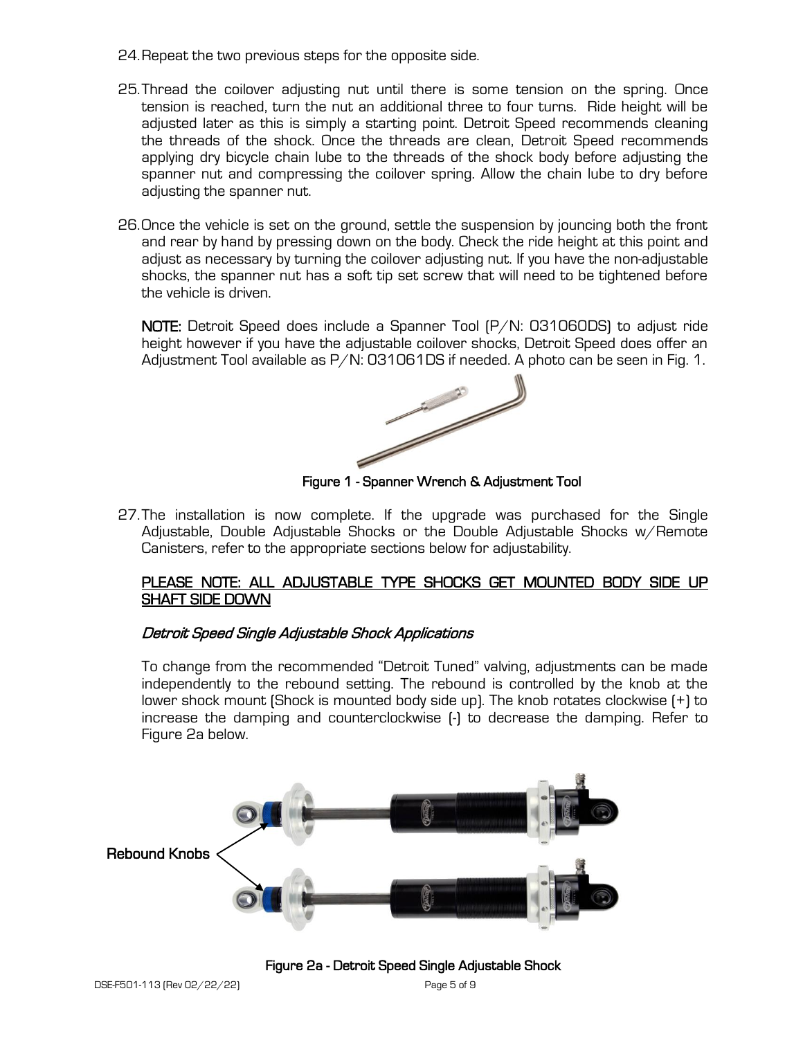24. Repeat the two previous steps for the opposite side.

25. Thread the coilover adjusting nut until there is some tension on the spring. Once tension is reached, turn the nut an additional three to four turns. Ride height will be adjusted later as this is simply a starting point. Detroit Speed recommends cleaning the threads of the shock. Once the threads are clean, Detroit Speed recommends applying dry bicycle chain lube to the threads of the shock body before adjusting the spanner nut and compressing the coilover spring. Allow the chain lube to dry before adjusting the spanner nut.

26. Once the vehicle is set on the ground, settle the suspension by jouncing both the front and rear by hand by pressing down on the body. Check the ride height at this point and adjust as necessary by turning the coilover adjusting nut. If you have the non-adjustable shocks, the spanner nut has a soft tip set screw that will need to be tightened before the vehicle is driven.

    **NOTE:** Detroit Speed does include a Spanner Tool (P/N: 031060DS) to adjust ride height however if you have the adjustable coilover shocks, Detroit Speed does offer an Adjustment Tool available as P/N: 031061DS if needed. A photo can be seen in Fig. 1.

    **Figure 1 - Spanner Wrench & Adjustment Tool**

27. The installation is now complete. If the upgrade was purchased for the Single Adjustable, Double Adjustable Shocks or the Double Adjustable Shocks w/Remote Canisters, refer to the appropriate sections below for adjustability.

    <u>**PLEASE NOTE: ALL ADJUSTABLE TYPE SHOCKS GET MOUNTED BODY SIDE UP SHAFT SIDE DOWN**</u>

    ***Detroit Speed Single Adjustable Shock Applications***

    To change from the recommended "Detroit Tuned" valving, adjustments can be made independently to the rebound setting. The rebound is controlled by the knob at the lower shock mount (Shock is mounted body side up). The knob rotates clockwise (+) to increase the damping and counterclockwise (-) to decrease the damping. Refer to Figure 2a below.

Rebound Knobs

**Figure 2a - Detroit Speed Single Adjustable Shock**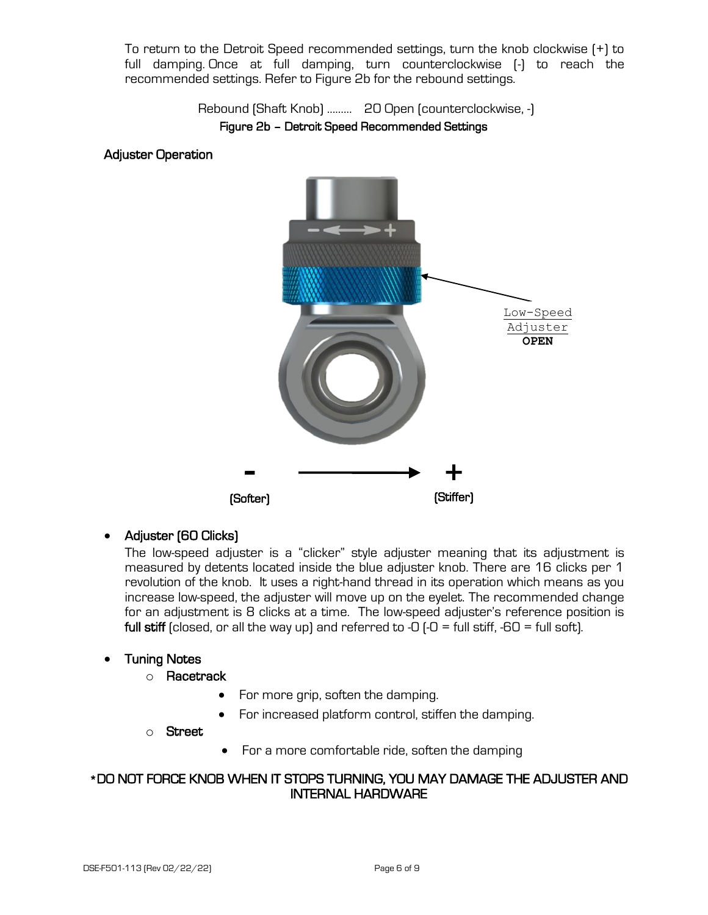To return to the Detroit Speed recommended settings, turn the knob clockwise (+) to full damping. Once at full damping, turn counterclockwise (-) to reach the recommended settings. Refer to Figure 2b for the rebound settings.

Rebound (Shaft Knob) ......... 20 Open (counterclockwise, -)

**Figure 2b – Detroit Speed Recommended Settings**

### Adjuster Operation

Low-Speed Adjuster **OPEN**

**-** (Softer) → **+** (Stiffer)

- **Adjuster (60 Clicks)**

  The low-speed adjuster is a "clicker" style adjuster meaning that its adjustment is measured by detents located inside the blue adjuster knob. There are 16 clicks per 1 revolution of the knob. It uses a right-hand thread in its operation which means as you increase low-speed, the adjuster will move up on the eyelet. The recommended change for an adjustment is 8 clicks at a time. The low-speed adjuster's reference position is **full stiff** (closed, or all the way up) and referred to -0 (-0 = full stiff, -60 = full soft).

- **Tuning Notes**
  - **Racetrack**
    - For more grip, soften the damping.
    - For increased platform control, stiffen the damping.
  - **Street**
    - For a more comfortable ride, soften the damping

**\*DO NOT FORCE KNOB WHEN IT STOPS TURNING, YOU MAY DAMAGE THE ADJUSTER AND INTERNAL HARDWARE**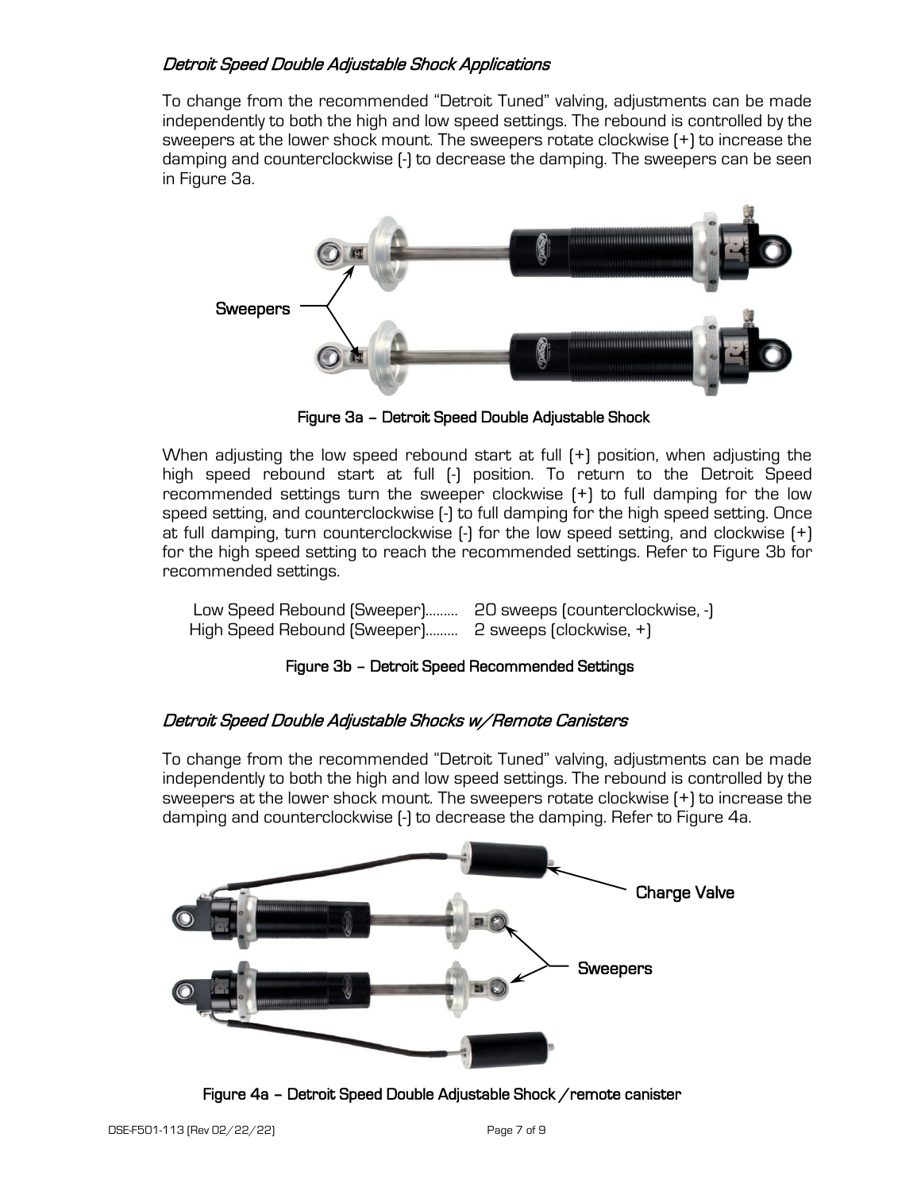### *Detroit Speed Double Adjustable Shock Applications*

To change from the recommended "Detroit Tuned" valving, adjustments can be made independently to both the high and low speed settings. The rebound is controlled by the sweepers at the lower shock mount. The sweepers rotate clockwise (+) to increase the damping and counterclockwise (-) to decrease the damping. The sweepers can be seen in Figure 3a.

Sweepers

**Figure 3a – Detroit Speed Double Adjustable Shock**

When adjusting the low speed rebound start at full (+) position, when adjusting the high speed rebound start at full (-) position. To return to the Detroit Speed recommended settings turn the sweeper clockwise (+) to full damping for the low speed setting, and counterclockwise (-) to full damping for the high speed setting. Once at full damping, turn counterclockwise (-) for the low speed setting, and clockwise (+) for the high speed setting to reach the recommended settings. Refer to Figure 3b for recommended settings.

Low Speed Rebound (Sweeper)......... 20 sweeps (counterclockwise, -)
High Speed Rebound (Sweeper)......... 2 sweeps (clockwise, +)

**Figure 3b – Detroit Speed Recommended Settings**

### *Detroit Speed Double Adjustable Shocks w/Remote Canisters*

To change from the recommended "Detroit Tuned" valving, adjustments can be made independently to both the high and low speed settings. The rebound is controlled by the sweepers at the lower shock mount. The sweepers rotate clockwise (+) to increase the damping and counterclockwise (-) to decrease the damping. Refer to Figure 4a.

Charge Valve

Sweepers

**Figure 4a – Detroit Speed Double Adjustable Shock /remote canister**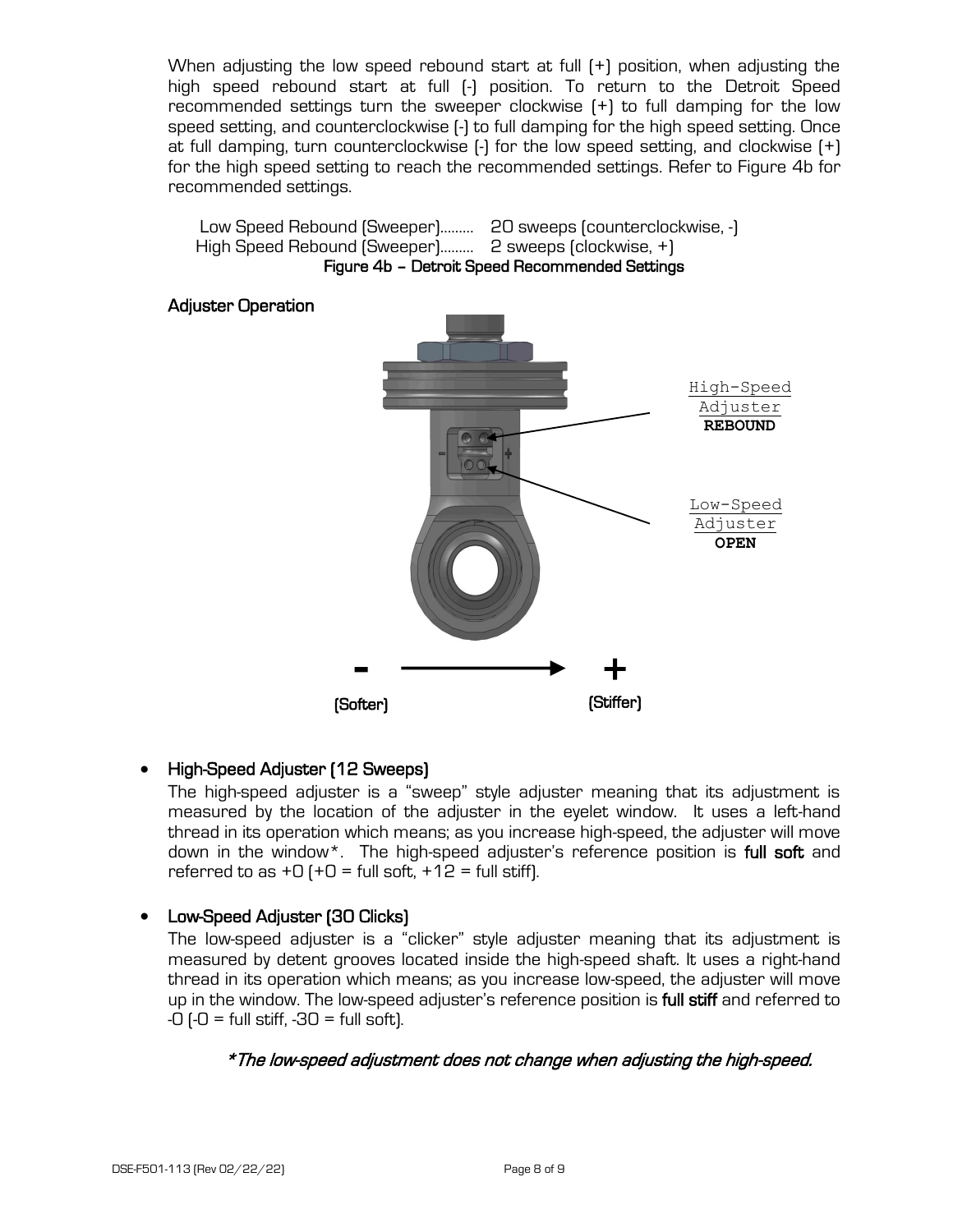When adjusting the low speed rebound start at full (+) position, when adjusting the high speed rebound start at full (-) position. To return to the Detroit Speed recommended settings turn the sweeper clockwise (+) to full damping for the low speed setting, and counterclockwise (-) to full damping for the high speed setting. Once at full damping, turn counterclockwise (-) for the low speed setting, and clockwise (+) for the high speed setting to reach the recommended settings. Refer to Figure 4b for recommended settings.

Low Speed Rebound (Sweeper)......... 20 sweeps (counterclockwise, -)
High Speed Rebound (Sweeper)......... 2 sweeps (clockwise, +)

**Figure 4b – Detroit Speed Recommended Settings**

**Adjuster Operation**

High-Speed Adjuster **REBOUND**

Low-Speed Adjuster **OPEN**

**-** (Softer) → **+** (Stiffer)

- **High-Speed Adjuster (12 Sweeps)**
  The high-speed adjuster is a "sweep" style adjuster meaning that its adjustment is measured by the location of the adjuster in the eyelet window. It uses a left-hand thread in its operation which means; as you increase high-speed, the adjuster will move down in the window*. The high-speed adjuster's reference position is **full soft** and referred to as +0 (+0 = full soft, +12 = full stiff).

- **Low-Speed Adjuster (30 Clicks)**
  The low-speed adjuster is a "clicker" style adjuster meaning that its adjustment is measured by detent grooves located inside the high-speed shaft. It uses a right-hand thread in its operation which means; as you increase low-speed, the adjuster will move up in the window. The low-speed adjuster's reference position is **full stiff** and referred to -0 (-0 = full stiff, -30 = full soft).

*\*The low-speed adjustment does not change when adjusting the high-speed.*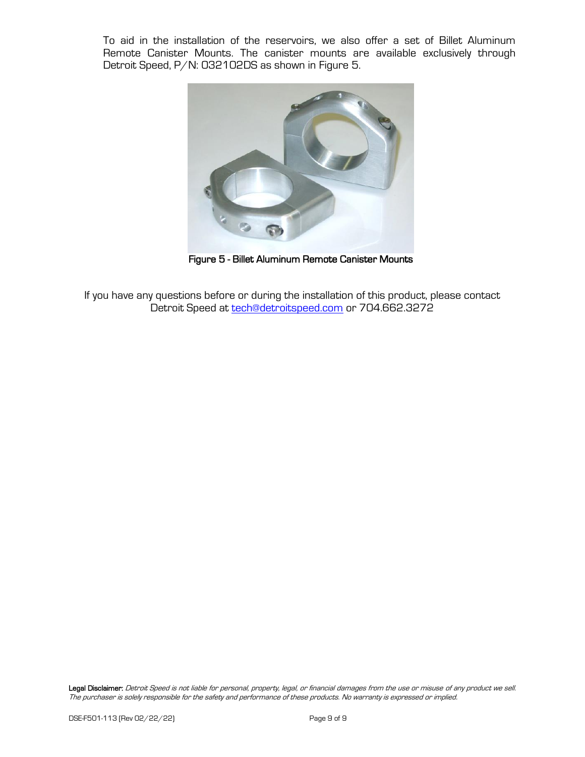To aid in the installation of the reservoirs, we also offer a set of Billet Aluminum Remote Canister Mounts. The canister mounts are available exclusively through Detroit Speed, P/N: 032102DS as shown in Figure 5.

**Figure 5 - Billet Aluminum Remote Canister Mounts**

If you have any questions before or during the installation of this product, please contact Detroit Speed at tech@detroitspeed.com or 704.662.3272

**Legal Disclaimer:** *Detroit Speed is not liable for personal, property, legal, or financial damages from the use or misuse of any product we sell. The purchaser is solely responsible for the safety and performance of these products. No warranty is expressed or implied.*

DSE-F501-113 (Rev 02/22/22)